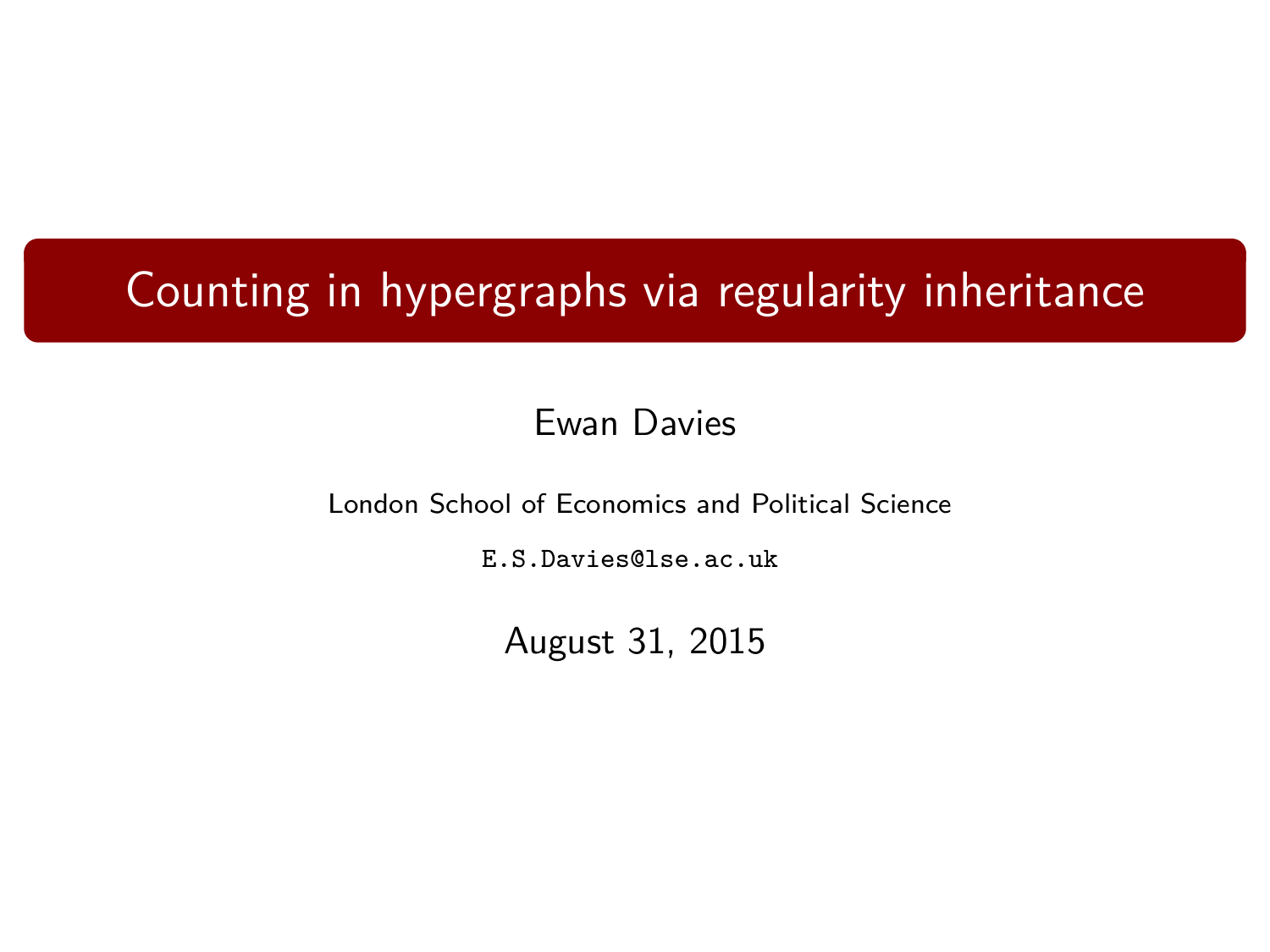# Counting in hypergraphs via regularity inheritance

Ewan Davies

London School of Economics and Political Science

E.S.Davies@lse.ac.uk

August 31, 2015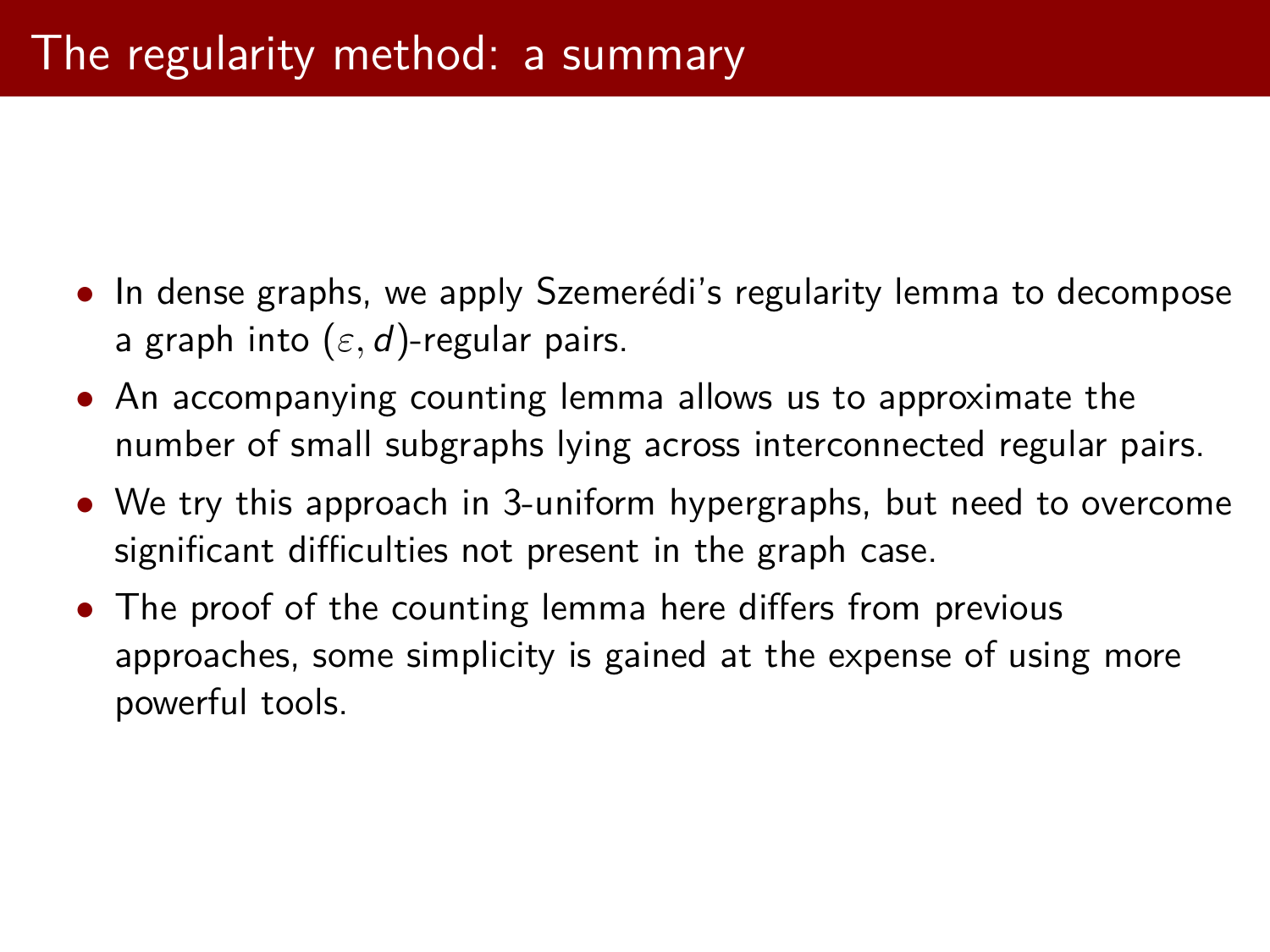# The regularity method: a summary

- In dense graphs, we apply Szemerédi's regularity lemma to decompose a graph into $(\varepsilon, d)$-regular pairs.
- An accompanying counting lemma allows us to approximate the number of small subgraphs lying across interconnected regular pairs.
- We try this approach in 3-uniform hypergraphs, but need to overcome significant difficulties not present in the graph case.
- The proof of the counting lemma here differs from previous approaches, some simplicity is gained at the expense of using more powerful tools.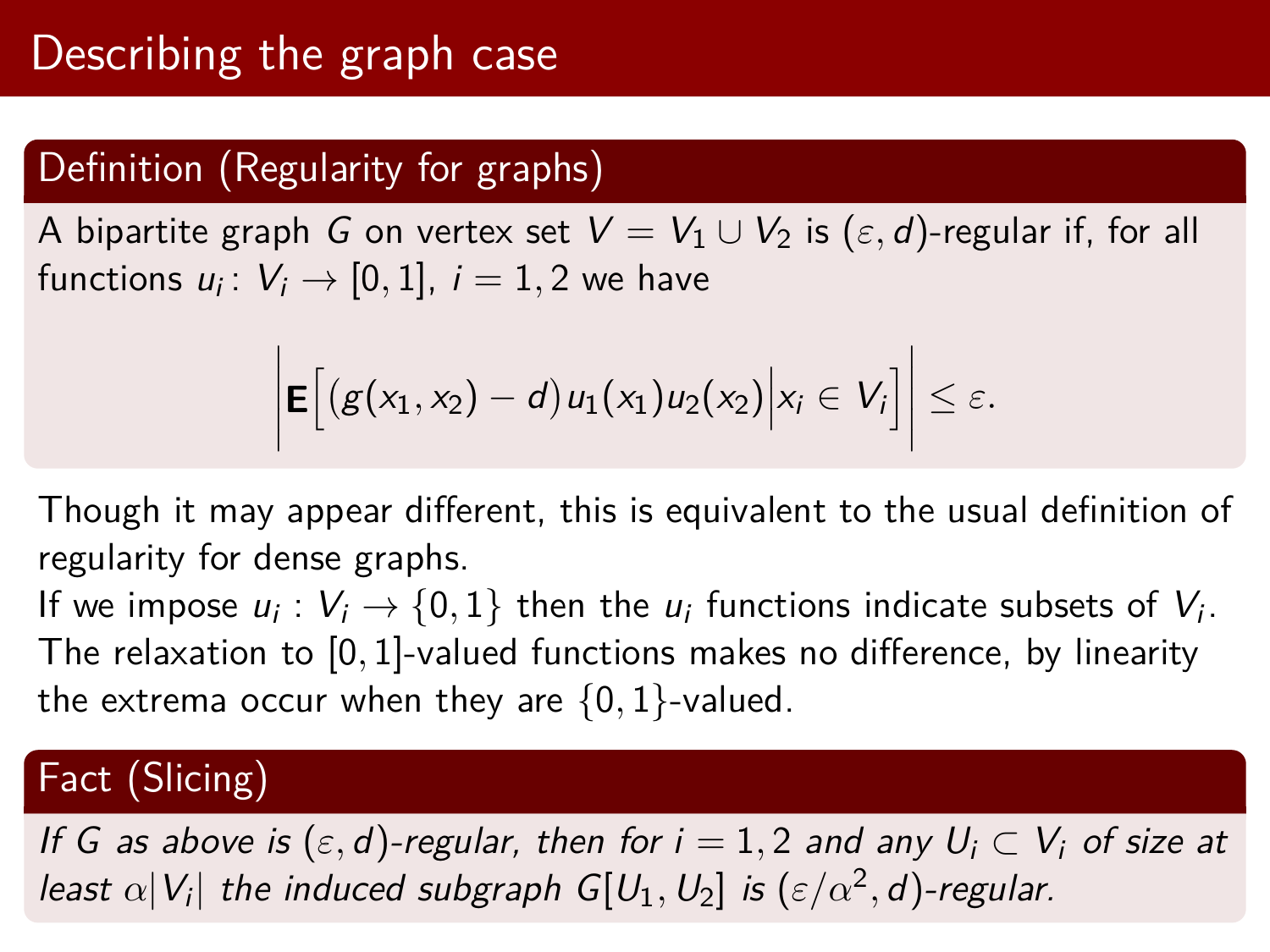# Describing the graph case

**Definition (Regularity for graphs)**

A bipartite graph $G$ on vertex set $V = V_1 \cup V_2$ is $(\varepsilon, d)$-regular if, for all functions $u_i \colon V_i \to [0,1]$, $i = 1, 2$ we have

$$\left| \mathbf{E}\Big[ \big(g(x_1, x_2) - d\big) u_1(x_1) u_2(x_2) \Big| x_i \in V_i \Big] \right| \leq \varepsilon.$$

Though it may appear different, this is equivalent to the usual definition of regularity for dense graphs.

If we impose $u_i : V_i \to \{0, 1\}$ then the $u_i$ functions indicate subsets of $V_i$.

The relaxation to $[0,1]$-valued functions makes no difference, by linearity the extrema occur when they are $\{0,1\}$-valued.

**Fact (Slicing)**

*If $G$ as above is $(\varepsilon, d)$-regular, then for $i = 1, 2$ and any $U_i \subset V_i$ of size at least $\alpha |V_i|$ the induced subgraph $G[U_1, U_2]$ is $(\varepsilon / \alpha^2, d)$-regular.*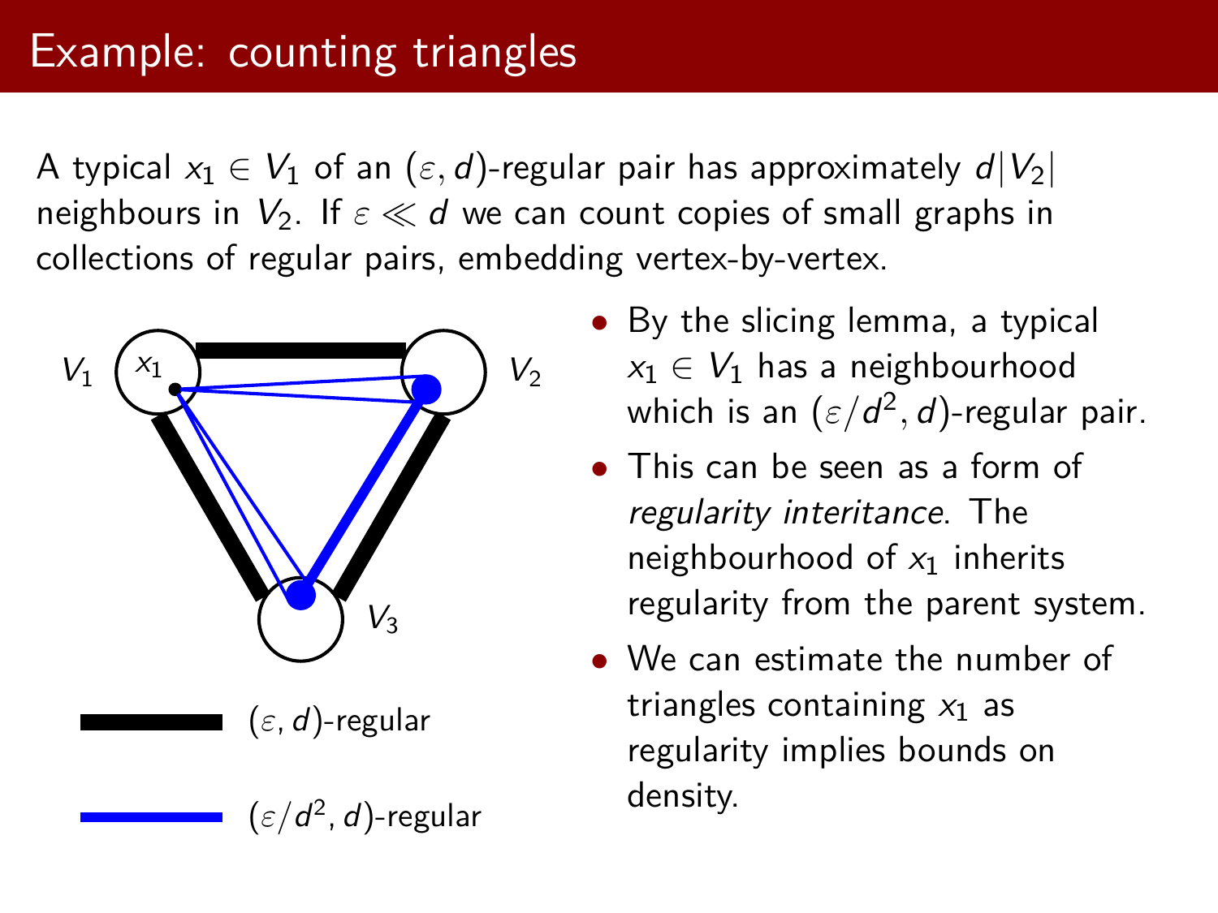# Example: counting triangles

A typical $x_1 \in V_1$ of an $(\varepsilon, d)$-regular pair has approximately $d|V_2|$ neighbours in $V_2$. If $\varepsilon \ll d$ we can count copies of small graphs in collections of regular pairs, embedding vertex-by-vertex.

$(\varepsilon, d)$-regular

$(\varepsilon/d^2, d)$-regular

- By the slicing lemma, a typical $x_1 \in V_1$ has a neighbourhood which is an $(\varepsilon/d^2, d)$-regular pair.
- This can be seen as a form of *regularity interitance*. The neighbourhood of $x_1$ inherits regularity from the parent system.
- We can estimate the number of triangles containing $x_1$ as regularity implies bounds on density.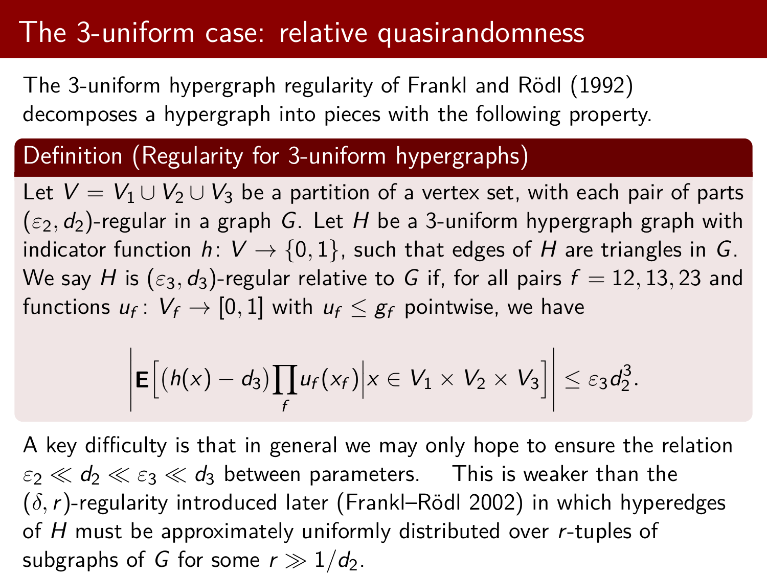# The 3-uniform case: relative quasirandomness

The 3-uniform hypergraph regularity of Frankl and Rödl (1992) decomposes a hypergraph into pieces with the following property.

## Definition (Regularity for 3-uniform hypergraphs)

Let $V = V_1 \cup V_2 \cup V_3$ be a partition of a vertex set, with each pair of parts $(\varepsilon_2, d_2)$-regular in a graph $G$. Let $H$ be a 3-uniform hypergraph graph with indicator function $h \colon V \to \{0, 1\}$, such that edges of $H$ are triangles in $G$. We say $H$ is $(\varepsilon_3, d_3)$-regular relative to $G$ if, for all pairs $f = 12, 13, 23$ and functions $u_f \colon V_f \to [0, 1]$ with $u_f \leq g_f$ pointwise, we have

$$\left| \mathbf{E}\Big[ (h(x) - d_3) \prod_f u_f(x_f) \Big| x \in V_1 \times V_2 \times V_3 \Big] \right| \leq \varepsilon_3 d_2^3.$$

A key difficulty is that in general we may only hope to ensure the relation $\varepsilon_2 \ll d_2 \ll \varepsilon_3 \ll d_3$ between parameters. This is weaker than the $(\delta, r)$-regularity introduced later (Frankl–Rödl 2002) in which hyperedges of $H$ must be approximately uniformly distributed over $r$-tuples of subgraphs of $G$ for some $r \gg 1/d_2$.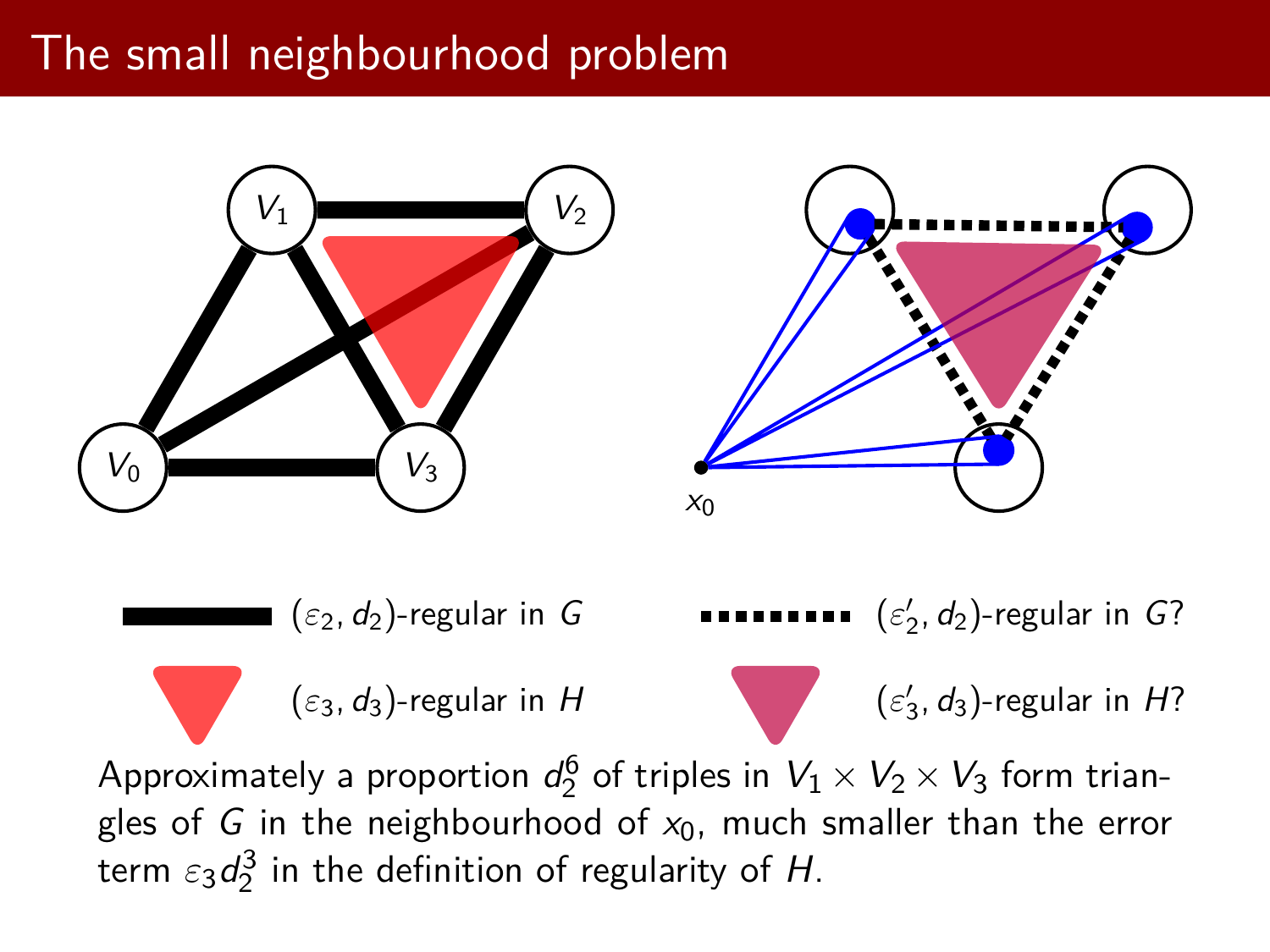# The small neighbourhood problem

$(\varepsilon_2, d_2)$-regular in $G$

$(\varepsilon_3, d_3)$-regular in $H$

$(\varepsilon_2', d_2)$-regular in $G$?

$(\varepsilon_3', d_3)$-regular in $H$?

Approximately a proportion $d_2^6$ of triples in $V_1 \times V_2 \times V_3$ form triangles of $G$ in the neighbourhood of $x_0$, much smaller than the error term $\varepsilon_3 d_2^3$ in the definition of regularity of $H$.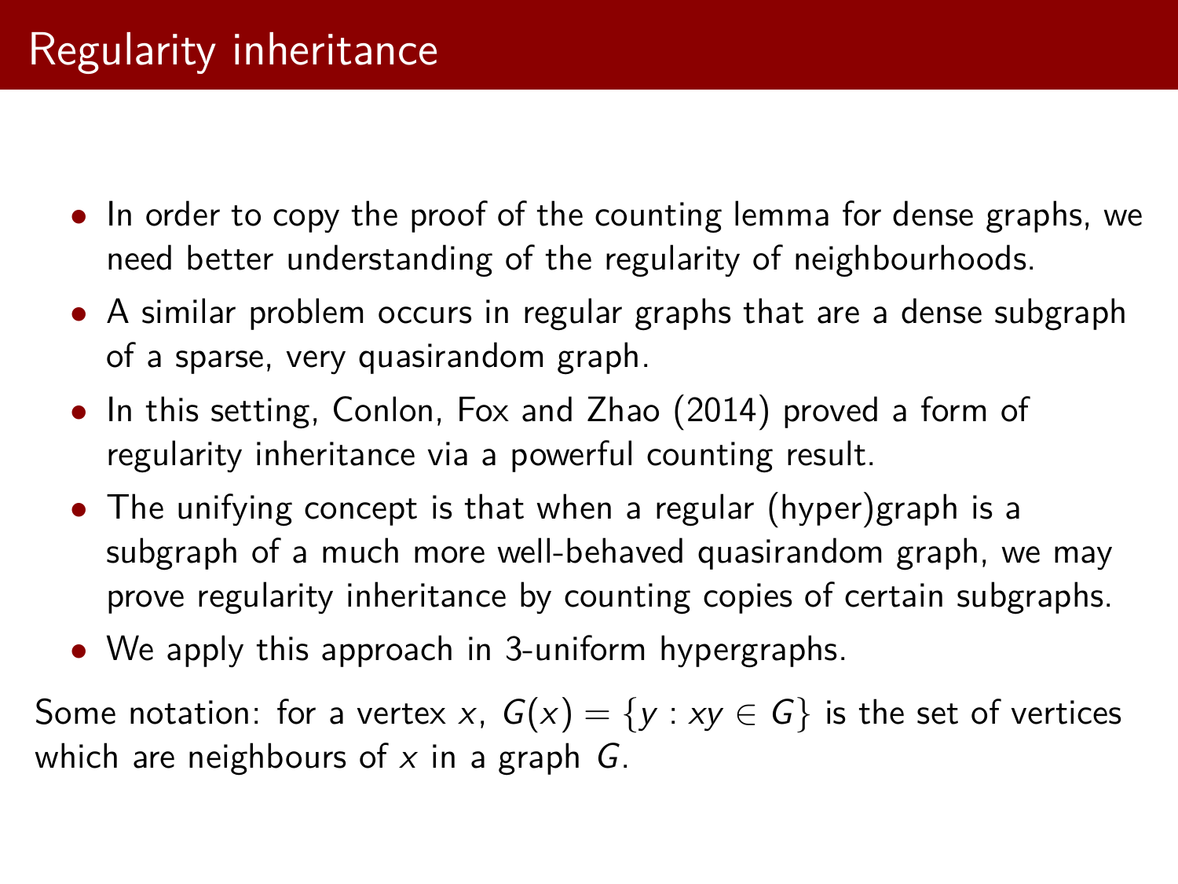# Regularity inheritance

- In order to copy the proof of the counting lemma for dense graphs, we need better understanding of the regularity of neighbourhoods.
- A similar problem occurs in regular graphs that are a dense subgraph of a sparse, very quasirandom graph.
- In this setting, Conlon, Fox and Zhao (2014) proved a form of regularity inheritance via a powerful counting result.
- The unifying concept is that when a regular (hyper)graph is a subgraph of a much more well-behaved quasirandom graph, we may prove regularity inheritance by counting copies of certain subgraphs.
- We apply this approach in 3-uniform hypergraphs.

Some notation: for a vertex $x$, $G(x) = \{y : xy \in G\}$ is the set of vertices which are neighbours of $x$ in a graph $G$.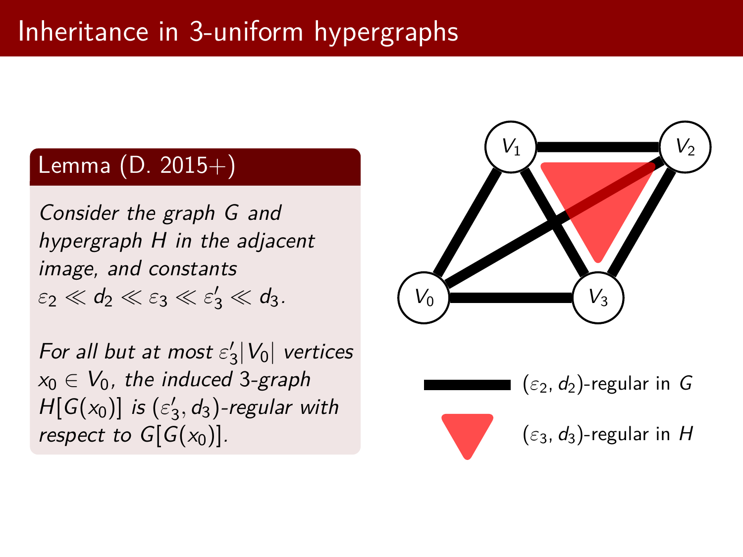# Inheritance in 3-uniform hypergraphs

**Lemma (D. 2015+)**

*Consider the graph $G$ and hypergraph $H$ in the adjacent image, and constants $\varepsilon_2 \ll d_2 \ll \varepsilon_3 \ll \varepsilon_3' \ll d_3$.*

*For all but at most $\varepsilon_3'|V_0|$ vertices $x_0 \in V_0$, the induced 3-graph $H[G(x_0)]$ is $(\varepsilon_3', d_3)$-regular with respect to $G[G(x_0)]$.*

$V_1$, $V_2$, $V_0$, $V_3$

$(\varepsilon_2, d_2)$-regular in $G$

$(\varepsilon_3, d_3)$-regular in $H$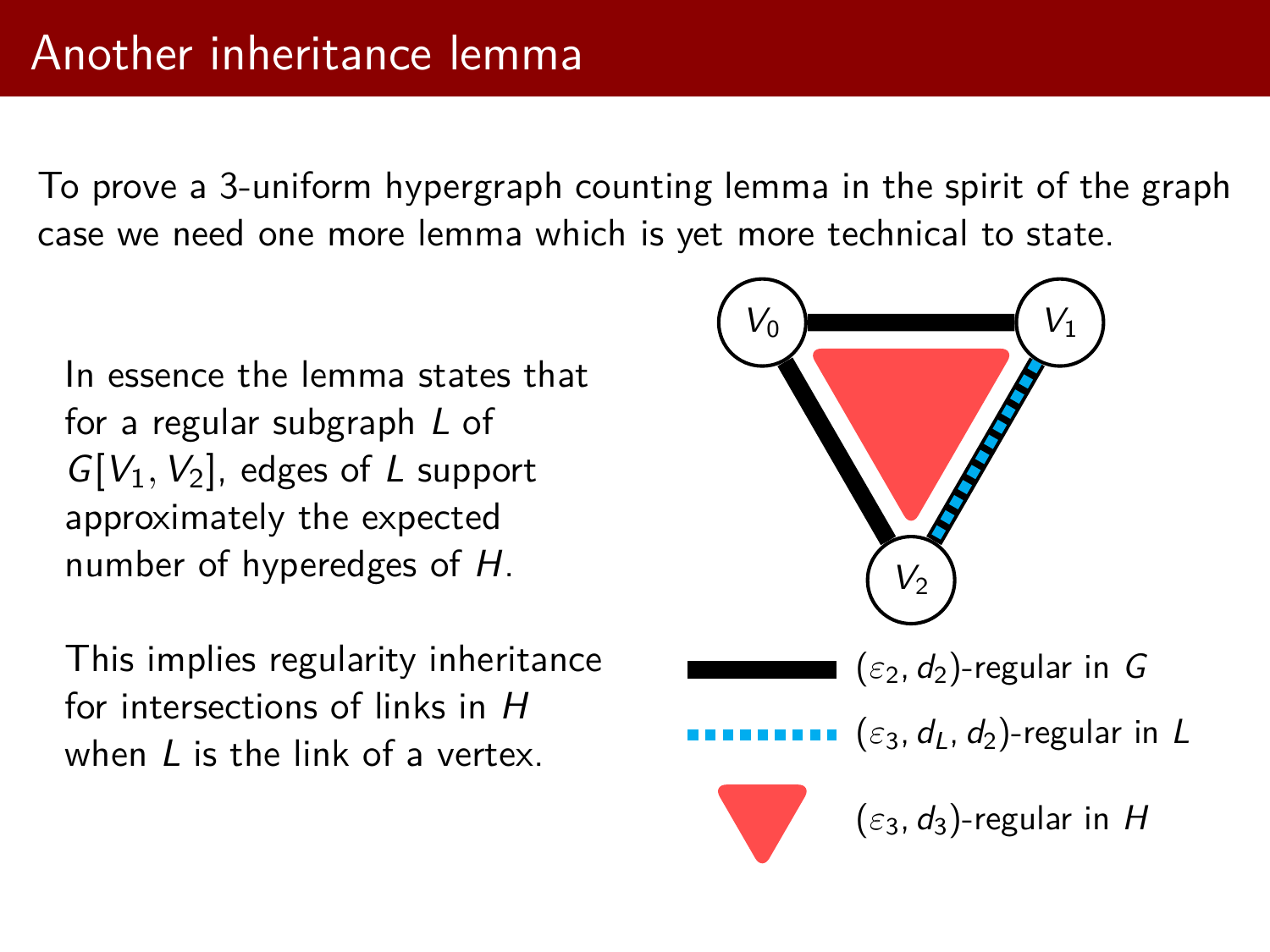# Another inheritance lemma

To prove a 3-uniform hypergraph counting lemma in the spirit of the graph case we need one more lemma which is yet more technical to state.

In essence the lemma states that for a regular subgraph $L$ of $G[V_1, V_2]$, edges of $L$ support approximately the expected number of hyperedges of $H$.

This implies regularity inheritance for intersections of links in $H$ when $L$ is the link of a vertex.

$V_0$ $V_1$ $V_2$

$(\varepsilon_2, d_2)$-regular in $G$

$(\varepsilon_3, d_L, d_2)$-regular in $L$

$(\varepsilon_3, d_3)$-regular in $H$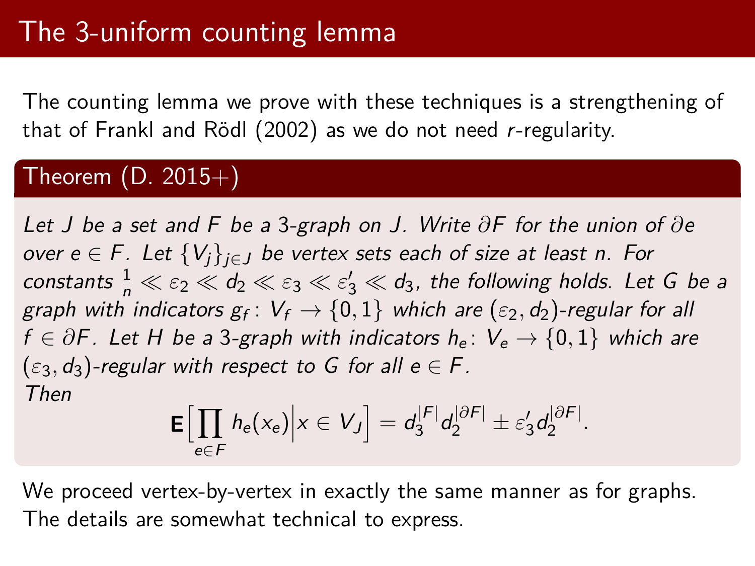# The 3-uniform counting lemma

The counting lemma we prove with these techniques is a strengthening of that of Frankl and Rödl (2002) as we do not need $r$-regularity.

## Theorem (D. 2015+)

*Let $J$ be a set and $F$ be a 3-graph on $J$. Write $\partial F$ for the union of $\partial e$ over $e \in F$. Let $\{V_j\}_{j \in J}$ be vertex sets each of size at least $n$. For constants $\frac{1}{n} \ll \varepsilon_2 \ll d_2 \ll \varepsilon_3 \ll \varepsilon_3' \ll d_3$, the following holds. Let $G$ be a graph with indicators $g_f \colon V_f \to \{0,1\}$ which are $(\varepsilon_2, d_2)$-regular for all $f \in \partial F$. Let $H$ be a 3-graph with indicators $h_e \colon V_e \to \{0,1\}$ which are $(\varepsilon_3, d_3)$-regular with respect to $G$ for all $e \in F$.*
*Then*

$$\mathbf{E}\Big[\prod_{e \in F} h_e(x_e) \Big| x \in V_J\Big] = d_3^{|F|} d_2^{|\partial F|} \pm \varepsilon_3' d_2^{|\partial F|}.$$

We proceed vertex-by-vertex in exactly the same manner as for graphs. The details are somewhat technical to express.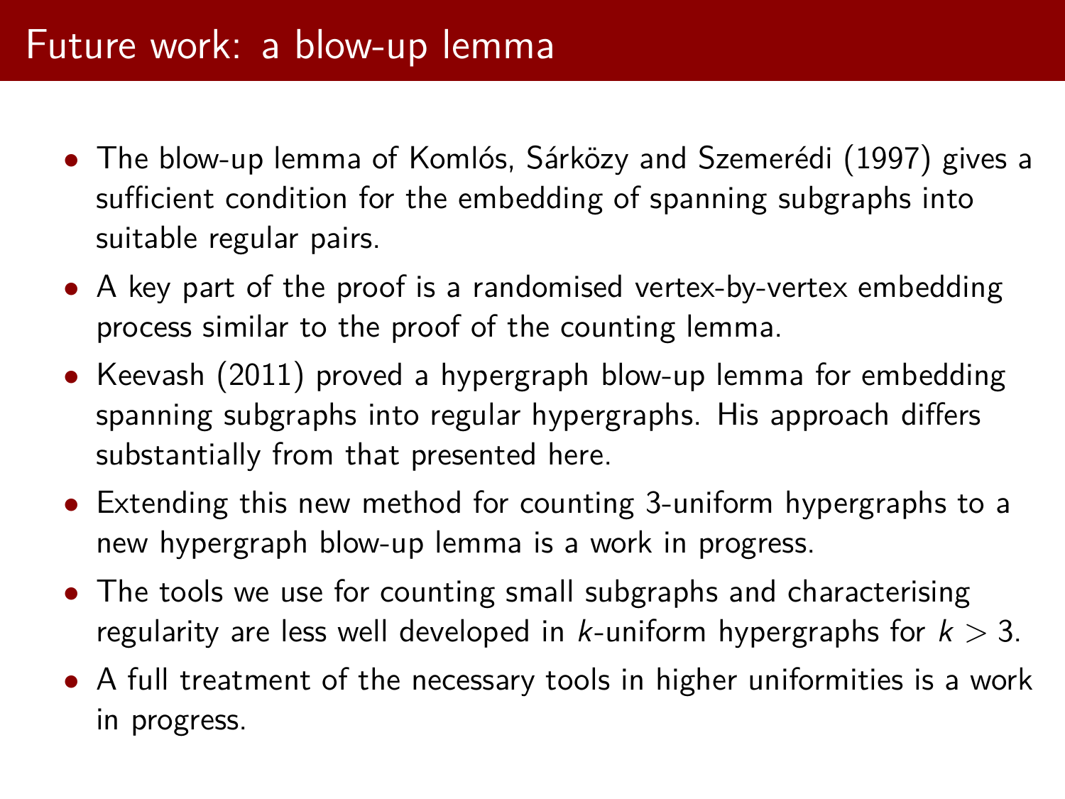# Future work: a blow-up lemma

- The blow-up lemma of Komlós, Sárközy and Szemerédi (1997) gives a sufficient condition for the embedding of spanning subgraphs into suitable regular pairs.
- A key part of the proof is a randomised vertex-by-vertex embedding process similar to the proof of the counting lemma.
- Keevash (2011) proved a hypergraph blow-up lemma for embedding spanning subgraphs into regular hypergraphs. His approach differs substantially from that presented here.
- Extending this new method for counting 3-uniform hypergraphs to a new hypergraph blow-up lemma is a work in progress.
- The tools we use for counting small subgraphs and characterising regularity are less well developed in $k$-uniform hypergraphs for $k > 3$.
- A full treatment of the necessary tools in higher uniformities is a work in progress.